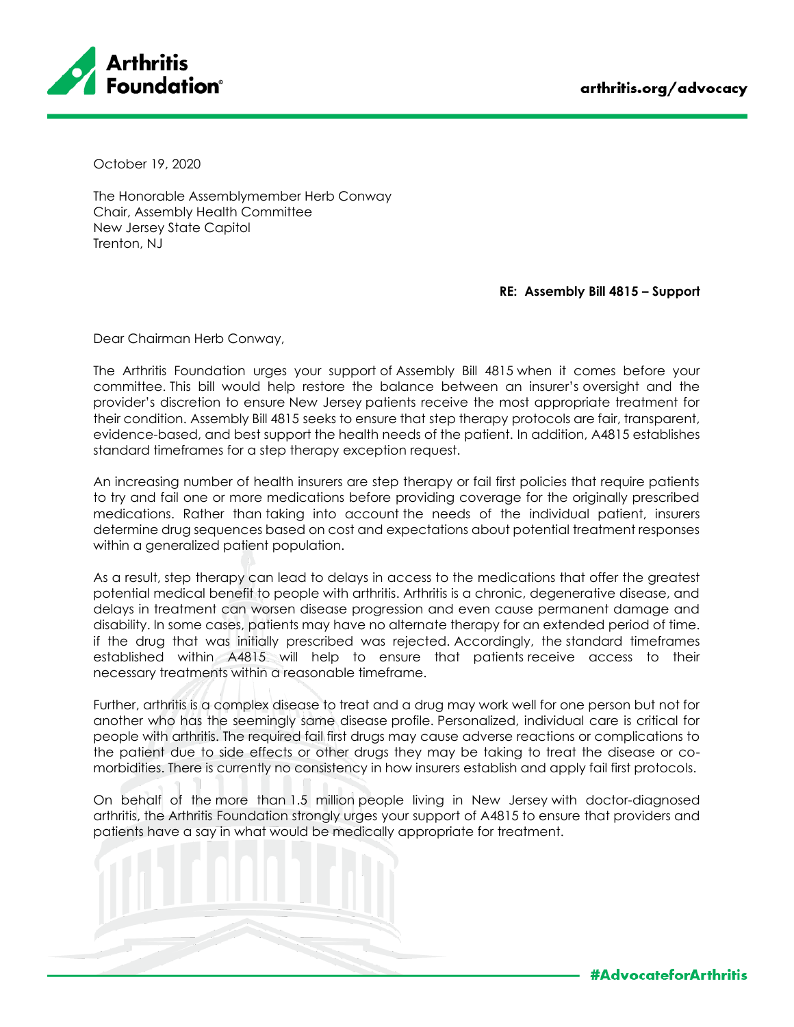October 19, 2020

The Honorable Assemblymember Herb Conway
Chair, Assembly Health Committee
New Jersey State Capitol
Trenton, NJ

**RE: Assembly Bill 4815 – Support**

Dear Chairman Herb Conway,

The Arthritis Foundation urges your support of Assembly Bill 4815 when it comes before your committee. This bill would help restore the balance between an insurer's oversight and the provider's discretion to ensure New Jersey patients receive the most appropriate treatment for their condition. Assembly Bill 4815 seeks to ensure that step therapy protocols are fair, transparent, evidence-based, and best support the health needs of the patient. In addition, A4815 establishes standard timeframes for a step therapy exception request.

An increasing number of health insurers are step therapy or fail first policies that require patients to try and fail one or more medications before providing coverage for the originally prescribed medications. Rather than taking into account the needs of the individual patient, insurers determine drug sequences based on cost and expectations about potential treatment responses within a generalized patient population.

As a result, step therapy can lead to delays in access to the medications that offer the greatest potential medical benefit to people with arthritis. Arthritis is a chronic, degenerative disease, and delays in treatment can worsen disease progression and even cause permanent damage and disability. In some cases, patients may have no alternate therapy for an extended period of time. if the drug that was initially prescribed was rejected. Accordingly, the standard timeframes established within A4815 will help to ensure that patients receive access to their necessary treatments within a reasonable timeframe.

Further, arthritis is a complex disease to treat and a drug may work well for one person but not for another who has the seemingly same disease profile. Personalized, individual care is critical for people with arthritis. The required fail first drugs may cause adverse reactions or complications to the patient due to side effects or other drugs they may be taking to treat the disease or co-morbidities. There is currently no consistency in how insurers establish and apply fail first protocols.

On behalf of the more than 1.5 million people living in New Jersey with doctor-diagnosed arthritis, the Arthritis Foundation strongly urges your support of A4815 to ensure that providers and patients have a say in what would be medically appropriate for treatment.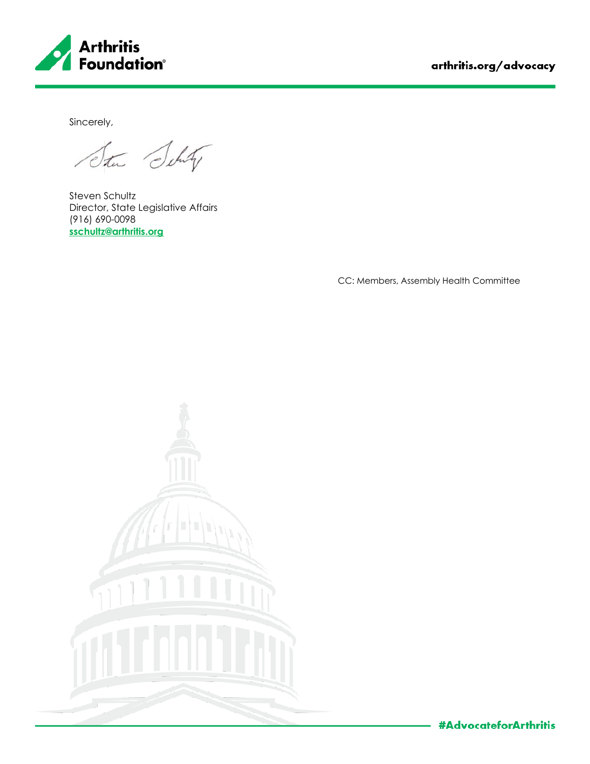Sincerely,

Steven Schultz
Director, State Legislative Affairs
(916) 690-0098
**sschultz@arthritis.org**

CC: Members, Assembly Health Committee